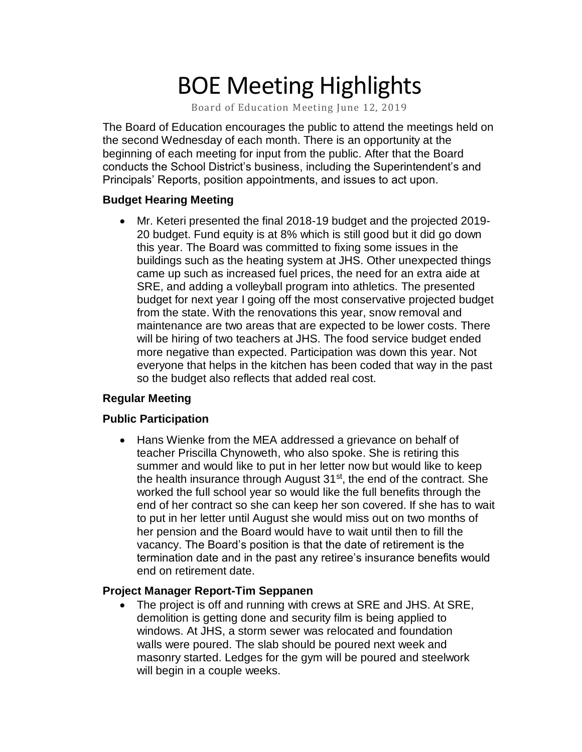# BOE Meeting Highlights

Board of Education Meeting June 12, 2019

The Board of Education encourages the public to attend the meetings held on the second Wednesday of each month. There is an opportunity at the beginning of each meeting for input from the public. After that the Board conducts the School District's business, including the Superintendent's and Principals' Reports, position appointments, and issues to act upon.

**Budget Hearing Meeting**

- Mr. Keteri presented the final 2018-19 budget and the projected 2019-20 budget. Fund equity is at 8% which is still good but it did go down this year. The Board was committed to fixing some issues in the buildings such as the heating system at JHS. Other unexpected things came up such as increased fuel prices, the need for an extra aide at SRE, and adding a volleyball program into athletics. The presented budget for next year I going off the most conservative projected budget from the state. With the renovations this year, snow removal and maintenance are two areas that are expected to be lower costs. There will be hiring of two teachers at JHS. The food service budget ended more negative than expected. Participation was down this year. Not everyone that helps in the kitchen has been coded that way in the past so the budget also reflects that added real cost.

**Regular Meeting**

**Public Participation**

- Hans Wienke from the MEA addressed a grievance on behalf of teacher Priscilla Chynoweth, who also spoke. She is retiring this summer and would like to put in her letter now but would like to keep the health insurance through August 31st, the end of the contract. She worked the full school year so would like the full benefits through the end of her contract so she can keep her son covered. If she has to wait to put in her letter until August she would miss out on two months of her pension and the Board would have to wait until then to fill the vacancy. The Board's position is that the date of retirement is the termination date and in the past any retiree's insurance benefits would end on retirement date.

**Project Manager Report-Tim Seppanen**

- The project is off and running with crews at SRE and JHS. At SRE, demolition is getting done and security film is being applied to windows. At JHS, a storm sewer was relocated and foundation walls were poured. The slab should be poured next week and masonry started. Ledges for the gym will be poured and steelwork will begin in a couple weeks.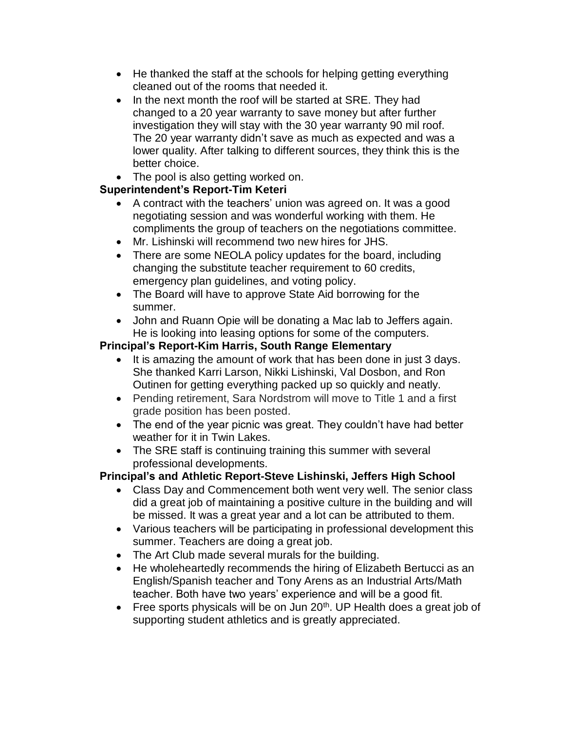- He thanked the staff at the schools for helping getting everything cleaned out of the rooms that needed it.
- In the next month the roof will be started at SRE. They had changed to a 20 year warranty to save money but after further investigation they will stay with the 30 year warranty 90 mil roof. The 20 year warranty didn't save as much as expected and was a lower quality. After talking to different sources, they think this is the better choice.
- The pool is also getting worked on.

**Superintendent's Report-Tim Keteri**

- A contract with the teachers' union was agreed on. It was a good negotiating session and was wonderful working with them. He compliments the group of teachers on the negotiations committee.
- Mr. Lishinski will recommend two new hires for JHS.
- There are some NEOLA policy updates for the board, including changing the substitute teacher requirement to 60 credits, emergency plan guidelines, and voting policy.
- The Board will have to approve State Aid borrowing for the summer.
- John and Ruann Opie will be donating a Mac lab to Jeffers again. He is looking into leasing options for some of the computers.

**Principal's Report-Kim Harris, South Range Elementary**

- It is amazing the amount of work that has been done in just 3 days. She thanked Karri Larson, Nikki Lishinski, Val Dosbon, and Ron Outinen for getting everything packed up so quickly and neatly.
- Pending retirement, Sara Nordstrom will move to Title 1 and a first grade position has been posted.
- The end of the year picnic was great. They couldn't have had better weather for it in Twin Lakes.
- The SRE staff is continuing training this summer with several professional developments.

**Principal's and Athletic Report-Steve Lishinski, Jeffers High School**

- Class Day and Commencement both went very well. The senior class did a great job of maintaining a positive culture in the building and will be missed. It was a great year and a lot can be attributed to them.
- Various teachers will be participating in professional development this summer. Teachers are doing a great job.
- The Art Club made several murals for the building.
- He wholeheartedly recommends the hiring of Elizabeth Bertucci as an English/Spanish teacher and Tony Arens as an Industrial Arts/Math teacher. Both have two years' experience and will be a good fit.
- Free sports physicals will be on Jun 20th. UP Health does a great job of supporting student athletics and is greatly appreciated.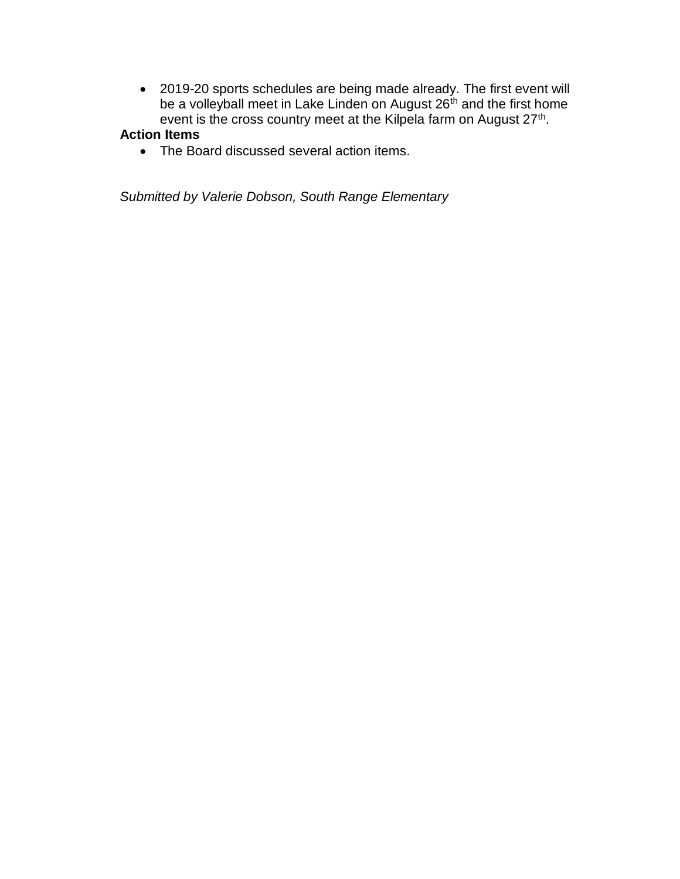- 2019-20 sports schedules are being made already. The first event will be a volleyball meet in Lake Linden on August 26th and the first home event is the cross country meet at the Kilpela farm on August 27th.

**Action Items**

- The Board discussed several action items.

*Submitted by Valerie Dobson, South Range Elementary*